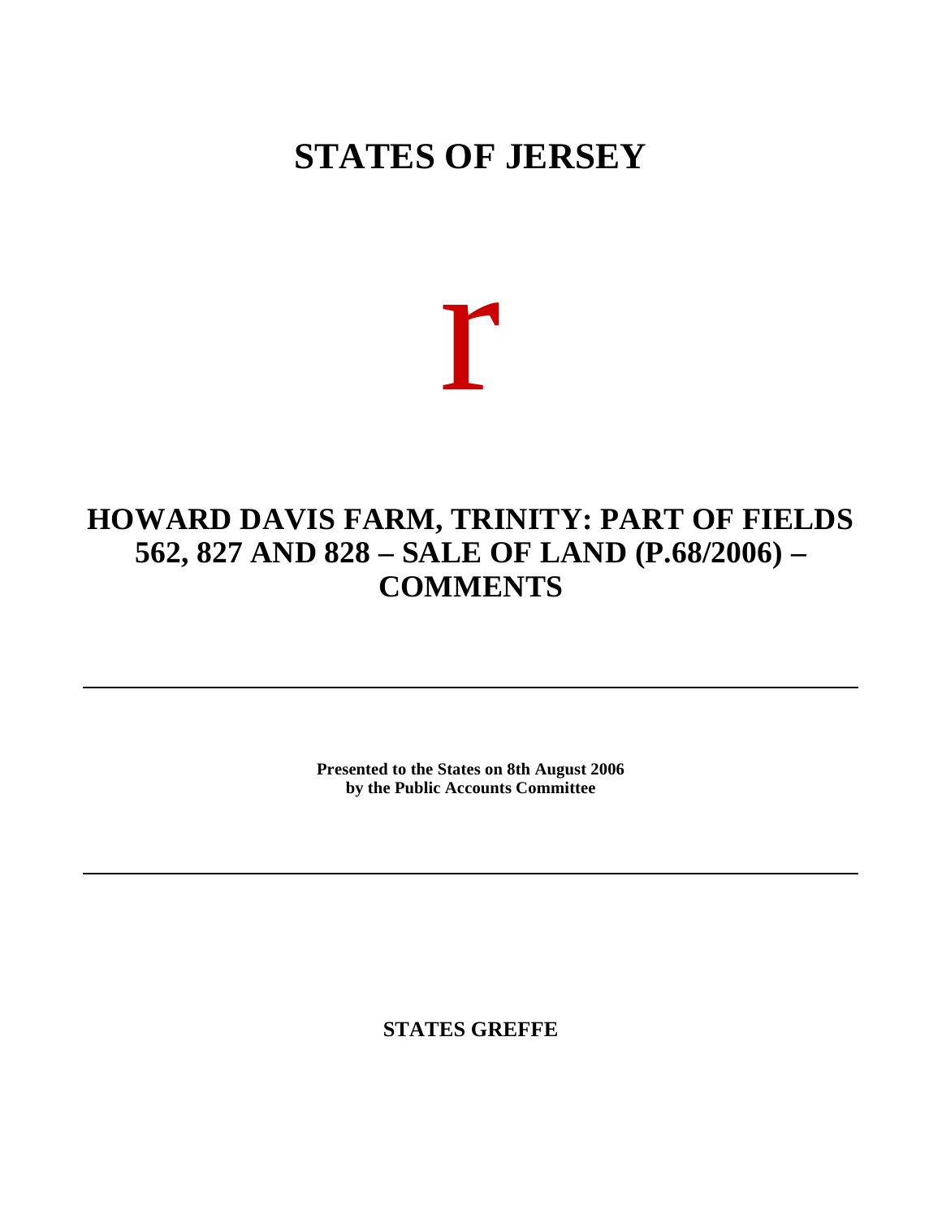# STATES OF JERSEY

r

## HOWARD DAVIS FARM, TRINITY: PART OF FIELDS 562, 827 AND 828 – SALE OF LAND (P.68/2006) – COMMENTS

---

**Presented to the States on 8th August 2006**
**by the Public Accounts Committee**

---

**STATES GREFFE**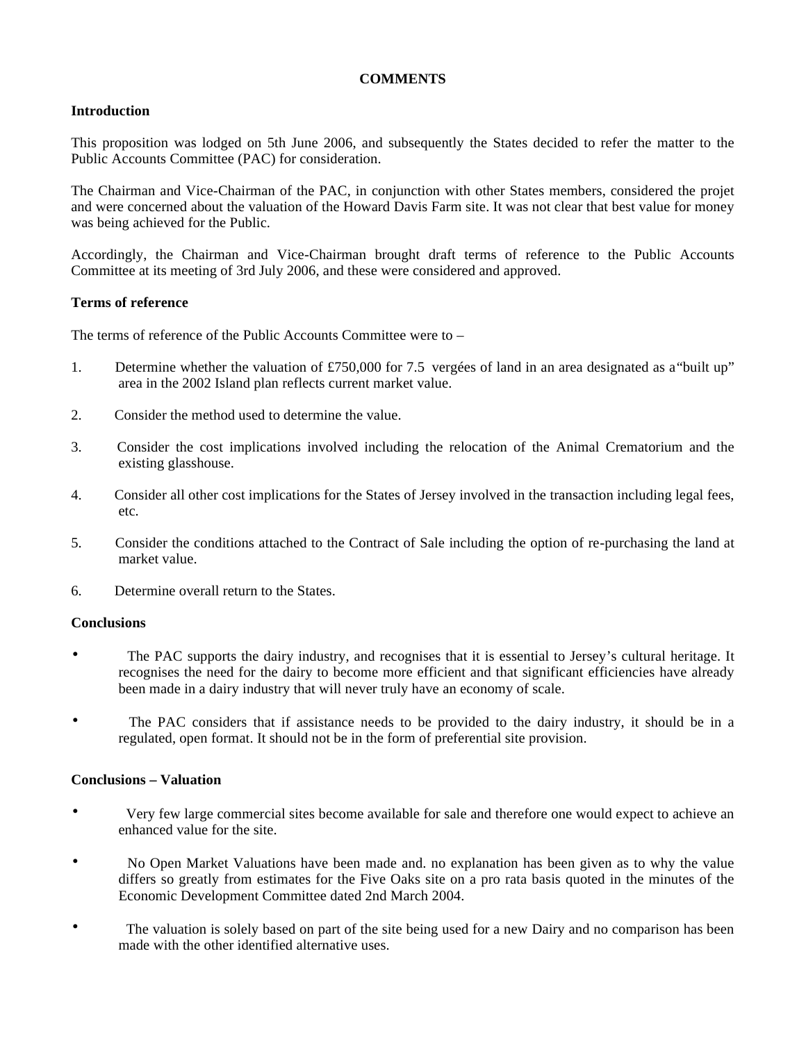**COMMENTS**

**Introduction**

This proposition was lodged on 5th June 2006, and subsequently the States decided to refer the matter to the Public Accounts Committee (PAC) for consideration.

The Chairman and Vice-Chairman of the PAC, in conjunction with other States members, considered the projet and were concerned about the valuation of the Howard Davis Farm site. It was not clear that best value for money was being achieved for the Public.

Accordingly, the Chairman and Vice-Chairman brought draft terms of reference to the Public Accounts Committee at its meeting of 3rd July 2006, and these were considered and approved.

**Terms of reference**

The terms of reference of the Public Accounts Committee were to –

1. Determine whether the valuation of £750,000 for 7.5 vergées of land in an area designated as a "built up" area in the 2002 Island plan reflects current market value.

2. Consider the method used to determine the value.

3. Consider the cost implications involved including the relocation of the Animal Crematorium and the existing glasshouse.

4. Consider all other cost implications for the States of Jersey involved in the transaction including legal fees, etc.

5. Consider the conditions attached to the Contract of Sale including the option of re-purchasing the land at market value.

6. Determine overall return to the States.

**Conclusions**

- The PAC supports the dairy industry, and recognises that it is essential to Jersey's cultural heritage. It recognises the need for the dairy to become more efficient and that significant efficiencies have already been made in a dairy industry that will never truly have an economy of scale.

- The PAC considers that if assistance needs to be provided to the dairy industry, it should be in a regulated, open format. It should not be in the form of preferential site provision.

**Conclusions – Valuation**

- Very few large commercial sites become available for sale and therefore one would expect to achieve an enhanced value for the site.

- No Open Market Valuations have been made and. no explanation has been given as to why the value differs so greatly from estimates for the Five Oaks site on a pro rata basis quoted in the minutes of the Economic Development Committee dated 2nd March 2004.

- The valuation is solely based on part of the site being used for a new Dairy and no comparison has been made with the other identified alternative uses.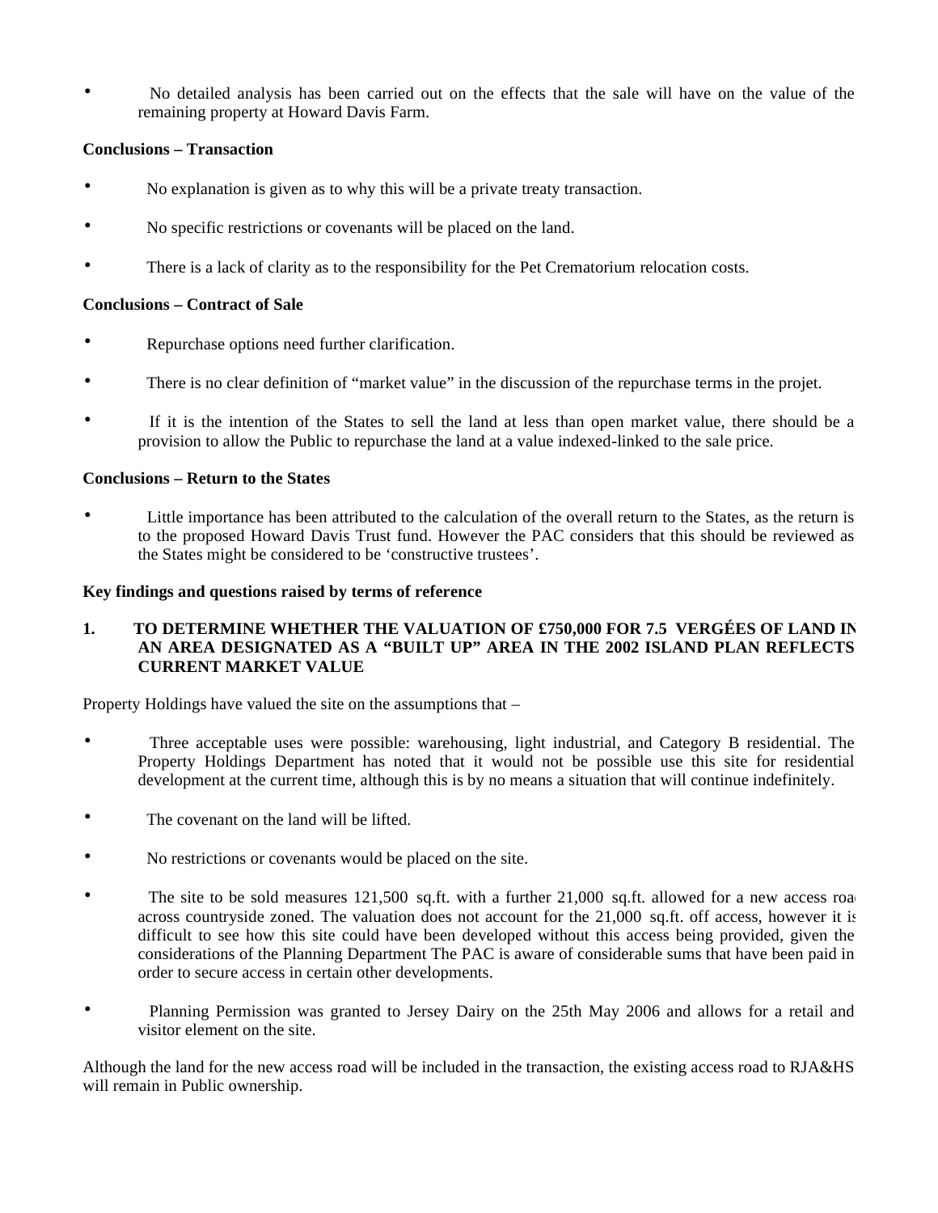- No detailed analysis has been carried out on the effects that the sale will have on the value of the remaining property at Howard Davis Farm.

**Conclusions – Transaction**

- No explanation is given as to why this will be a private treaty transaction.
- No specific restrictions or covenants will be placed on the land.
- There is a lack of clarity as to the responsibility for the Pet Crematorium relocation costs.

**Conclusions – Contract of Sale**

- Repurchase options need further clarification.
- There is no clear definition of "market value" in the discussion of the repurchase terms in the projet.
- If it is the intention of the States to sell the land at less than open market value, there should be a provision to allow the Public to repurchase the land at a value indexed-linked to the sale price.

**Conclusions – Return to the States**

- Little importance has been attributed to the calculation of the overall return to the States, as the return is to the proposed Howard Davis Trust fund. However the PAC considers that this should be reviewed as the States might be considered to be 'constructive trustees'.

**Key findings and questions raised by terms of reference**

**1. TO DETERMINE WHETHER THE VALUATION OF £750,000 FOR 7.5 VERGÉES OF LAND IN AN AREA DESIGNATED AS A "BUILT UP" AREA IN THE 2002 ISLAND PLAN REFLECTS CURRENT MARKET VALUE**

Property Holdings have valued the site on the assumptions that –

- Three acceptable uses were possible: warehousing, light industrial, and Category B residential. The Property Holdings Department has noted that it would not be possible use this site for residential development at the current time, although this is by no means a situation that will continue indefinitely.
- The covenant on the land will be lifted.
- No restrictions or covenants would be placed on the site.
- The site to be sold measures 121,500 sq.ft. with a further 21,000 sq.ft. allowed for a new access road across countryside zoned. The valuation does not account for the 21,000 sq.ft. off access, however it is difficult to see how this site could have been developed without this access being provided, given the considerations of the Planning Department The PAC is aware of considerable sums that have been paid in order to secure access in certain other developments.
- Planning Permission was granted to Jersey Dairy on the 25th May 2006 and allows for a retail and visitor element on the site.

Although the land for the new access road will be included in the transaction, the existing access road to RJA&HS will remain in Public ownership.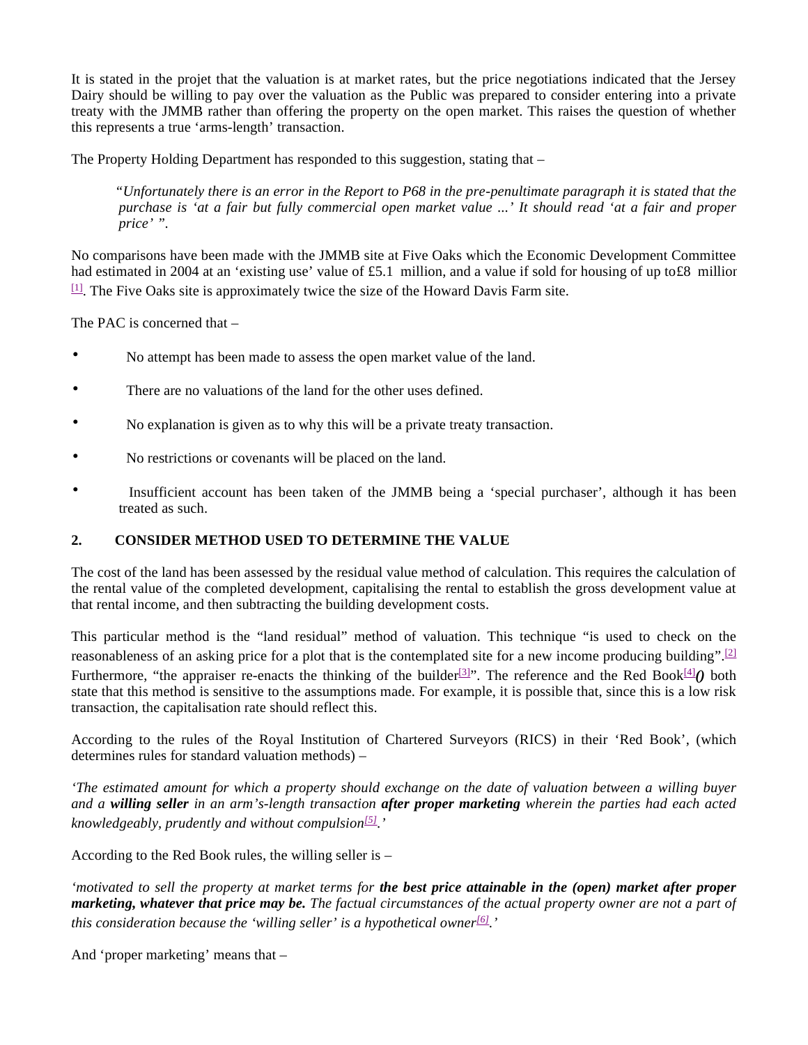It is stated in the projet that the valuation is at market rates, but the price negotiations indicated that the Jersey Dairy should be willing to pay over the valuation as the Public was prepared to consider entering into a private treaty with the JMMB rather than offering the property on the open market. This raises the question of whether this represents a true 'arms-length' transaction.

The Property Holding Department has responded to this suggestion, stating that –

> "*Unfortunately there is an error in the Report to P68 in the pre-penultimate paragraph it is stated that the purchase is 'at a fair but fully commercial open market value ...' It should read 'at a fair and proper price'* ".

No comparisons have been made with the JMMB site at Five Oaks which the Economic Development Committee had estimated in 2004 at an 'existing use' value of £5.1 million, and a value if sold for housing of up to£8 million [1]. The Five Oaks site is approximately twice the size of the Howard Davis Farm site.

The PAC is concerned that –

- No attempt has been made to assess the open market value of the land.
- There are no valuations of the land for the other uses defined.
- No explanation is given as to why this will be a private treaty transaction.
- No restrictions or covenants will be placed on the land.
- Insufficient account has been taken of the JMMB being a 'special purchaser', although it has been treated as such.

## 2. CONSIDER METHOD USED TO DETERMINE THE VALUE

The cost of the land has been assessed by the residual value method of calculation. This requires the calculation of the rental value of the completed development, capitalising the rental to establish the gross development value at that rental income, and then subtracting the building development costs.

This particular method is the "land residual" method of valuation. This technique "is used to check on the reasonableness of an asking price for a plot that is the contemplated site for a new income producing building".[2] Furthermore, "the appraiser re-enacts the thinking of the builder[3]". The reference and the Red Book[4] ***()*** both state that this method is sensitive to the assumptions made. For example, it is possible that, since this is a low risk transaction, the capitalisation rate should reflect this.

According to the rules of the Royal Institution of Chartered Surveyors (RICS) in their 'Red Book', (which determines rules for standard valuation methods) –

*'The estimated amount for which a property should exchange on the date of valuation between a willing buyer and a **willing seller** in an arm's-length transaction **after proper marketing** wherein the parties had each acted knowledgeably, prudently and without compulsion[5].'*

According to the Red Book rules, the willing seller is –

*'motivated to sell the property at market terms for **the best price attainable in the (open) market after proper marketing, whatever that price may be.** The factual circumstances of the actual property owner are not a part of this consideration because the 'willing seller' is a hypothetical owner[6].'*

And 'proper marketing' means that –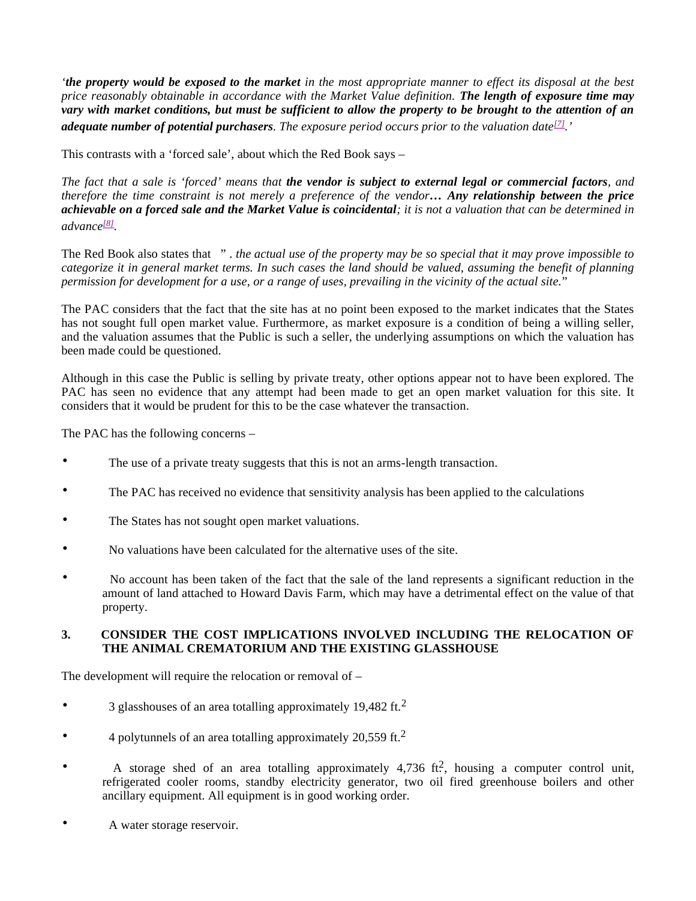*'**the property would be exposed to the market** in the most appropriate manner to effect its disposal at the best price reasonably obtainable in accordance with the Market Value definition. **The length of exposure time may vary with market conditions, but must be sufficient to allow the property to be brought to the attention of an adequate number of potential purchasers**. The exposure period occurs prior to the valuation date[7].'*

This contrasts with a 'forced sale', about which the Red Book says –

*The fact that a sale is 'forced' means that **the vendor is subject to external legal or commercial factors**, and therefore the time constraint is not merely a preference of the vendor**… Any relationship between the price achievable on a forced sale and the Market Value is coincidental**; it is not a valuation that can be determined in advance[8].*

The Red Book also states that " . *the actual use of the property may be so special that it may prove impossible to categorize it in general market terms. In such cases the land should be valued, assuming the benefit of planning permission for development for a use, or a range of uses, prevailing in the vicinity of the actual site.*"

The PAC considers that the fact that the site has at no point been exposed to the market indicates that the States has not sought full open market value. Furthermore, as market exposure is a condition of being a willing seller, and the valuation assumes that the Public is such a seller, the underlying assumptions on which the valuation has been made could be questioned.

Although in this case the Public is selling by private treaty, other options appear not to have been explored. The PAC has seen no evidence that any attempt had been made to get an open market valuation for this site. It considers that it would be prudent for this to be the case whatever the transaction.

The PAC has the following concerns –

- The use of a private treaty suggests that this is not an arms-length transaction.
- The PAC has received no evidence that sensitivity analysis has been applied to the calculations
- The States has not sought open market valuations.
- No valuations have been calculated for the alternative uses of the site.
- No account has been taken of the fact that the sale of the land represents a significant reduction in the amount of land attached to Howard Davis Farm, which may have a detrimental effect on the value of that property.

## 3. CONSIDER THE COST IMPLICATIONS INVOLVED INCLUDING THE RELOCATION OF THE ANIMAL CREMATORIUM AND THE EXISTING GLASSHOUSE

The development will require the relocation or removal of –

- 3 glasshouses of an area totalling approximately 19,482 $ft.^2$
- 4 polytunnels of an area totalling approximately 20,559 $ft.^2$
- A storage shed of an area totalling approximately 4,736 $ft.^2$, housing a computer control unit, refrigerated cooler rooms, standby electricity generator, two oil fired greenhouse boilers and other ancillary equipment. All equipment is in good working order.
- A water storage reservoir.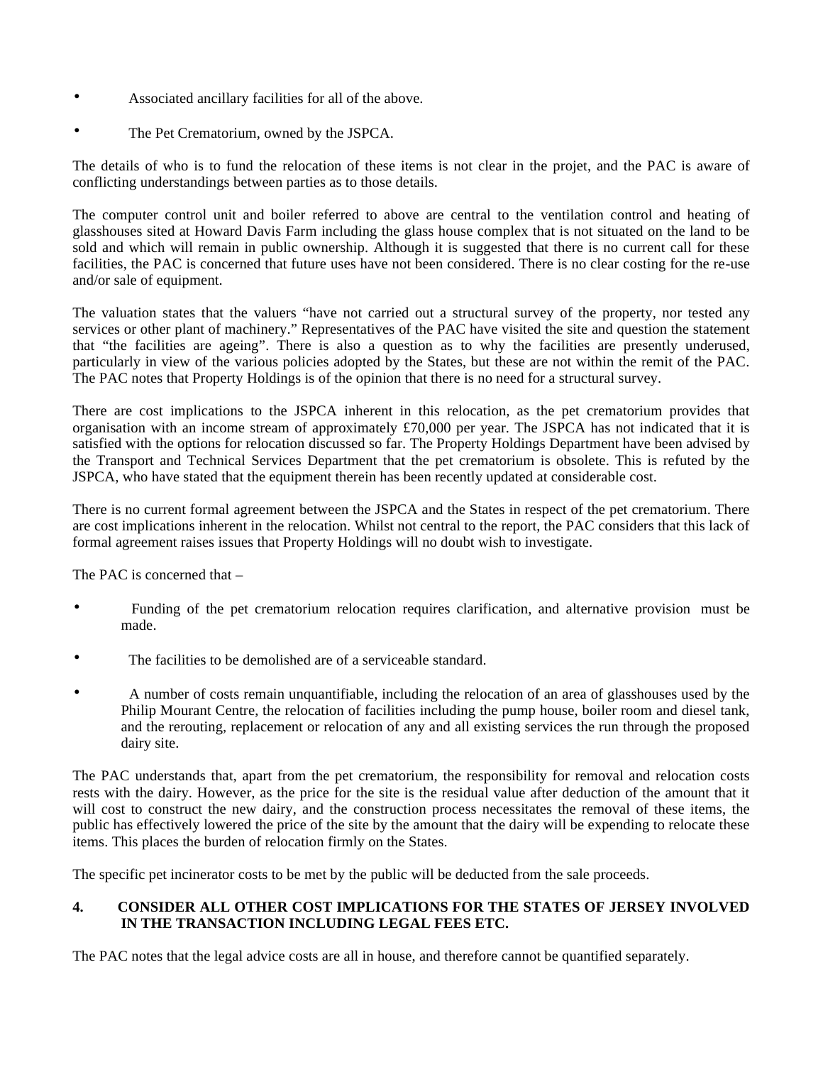- Associated ancillary facilities for all of the above.
- The Pet Crematorium, owned by the JSPCA.

The details of who is to fund the relocation of these items is not clear in the projet, and the PAC is aware of conflicting understandings between parties as to those details.

The computer control unit and boiler referred to above are central to the ventilation control and heating of glasshouses sited at Howard Davis Farm including the glass house complex that is not situated on the land to be sold and which will remain in public ownership. Although it is suggested that there is no current call for these facilities, the PAC is concerned that future uses have not been considered. There is no clear costing for the re-use and/or sale of equipment.

The valuation states that the valuers "have not carried out a structural survey of the property, nor tested any services or other plant of machinery." Representatives of the PAC have visited the site and question the statement that "the facilities are ageing". There is also a question as to why the facilities are presently underused, particularly in view of the various policies adopted by the States, but these are not within the remit of the PAC. The PAC notes that Property Holdings is of the opinion that there is no need for a structural survey.

There are cost implications to the JSPCA inherent in this relocation, as the pet crematorium provides that organisation with an income stream of approximately £70,000 per year. The JSPCA has not indicated that it is satisfied with the options for relocation discussed so far. The Property Holdings Department have been advised by the Transport and Technical Services Department that the pet crematorium is obsolete. This is refuted by the JSPCA, who have stated that the equipment therein has been recently updated at considerable cost.

There is no current formal agreement between the JSPCA and the States in respect of the pet crematorium. There are cost implications inherent in the relocation. Whilst not central to the report, the PAC considers that this lack of formal agreement raises issues that Property Holdings will no doubt wish to investigate.

The PAC is concerned that –

- Funding of the pet crematorium relocation requires clarification, and alternative provision must be made.
- The facilities to be demolished are of a serviceable standard.
- A number of costs remain unquantifiable, including the relocation of an area of glasshouses used by the Philip Mourant Centre, the relocation of facilities including the pump house, boiler room and diesel tank, and the rerouting, replacement or relocation of any and all existing services the run through the proposed dairy site.

The PAC understands that, apart from the pet crematorium, the responsibility for removal and relocation costs rests with the dairy. However, as the price for the site is the residual value after deduction of the amount that it will cost to construct the new dairy, and the construction process necessitates the removal of these items, the public has effectively lowered the price of the site by the amount that the dairy will be expending to relocate these items. This places the burden of relocation firmly on the States.

The specific pet incinerator costs to be met by the public will be deducted from the sale proceeds.

**4. CONSIDER ALL OTHER COST IMPLICATIONS FOR THE STATES OF JERSEY INVOLVED IN THE TRANSACTION INCLUDING LEGAL FEES ETC.**

The PAC notes that the legal advice costs are all in house, and therefore cannot be quantified separately.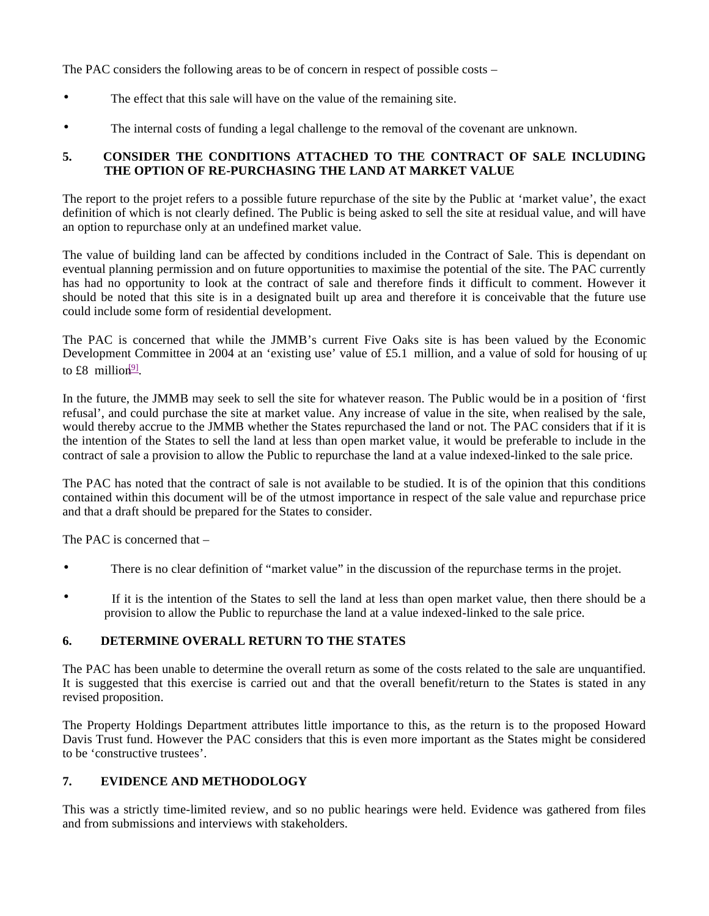The PAC considers the following areas to be of concern in respect of possible costs –

- The effect that this sale will have on the value of the remaining site.
- The internal costs of funding a legal challenge to the removal of the covenant are unknown.

## 5. CONSIDER THE CONDITIONS ATTACHED TO THE CONTRACT OF SALE INCLUDING THE OPTION OF RE-PURCHASING THE LAND AT MARKET VALUE

The report to the projet refers to a possible future repurchase of the site by the Public at 'market value', the exact definition of which is not clearly defined. The Public is being asked to sell the site at residual value, and will have an option to repurchase only at an undefined market value.

The value of building land can be affected by conditions included in the Contract of Sale. This is dependant on eventual planning permission and on future opportunities to maximise the potential of the site. The PAC currently has had no opportunity to look at the contract of sale and therefore finds it difficult to comment. However it should be noted that this site is in a designated built up area and therefore it is conceivable that the future use could include some form of residential development.

The PAC is concerned that while the JMMB's current Five Oaks site is has been valued by the Economic Development Committee in 2004 at an 'existing use' value of £5.1 million, and a value of sold for housing of up to £8 million[9].

In the future, the JMMB may seek to sell the site for whatever reason. The Public would be in a position of 'first refusal', and could purchase the site at market value. Any increase of value in the site, when realised by the sale, would thereby accrue to the JMMB whether the States repurchased the land or not. The PAC considers that if it is the intention of the States to sell the land at less than open market value, it would be preferable to include in the contract of sale a provision to allow the Public to repurchase the land at a value indexed-linked to the sale price.

The PAC has noted that the contract of sale is not available to be studied. It is of the opinion that this conditions contained within this document will be of the utmost importance in respect of the sale value and repurchase price and that a draft should be prepared for the States to consider.

The PAC is concerned that –

- There is no clear definition of "market value" in the discussion of the repurchase terms in the projet.
- If it is the intention of the States to sell the land at less than open market value, then there should be a provision to allow the Public to repurchase the land at a value indexed-linked to the sale price.

## 6. DETERMINE OVERALL RETURN TO THE STATES

The PAC has been unable to determine the overall return as some of the costs related to the sale are unquantified. It is suggested that this exercise is carried out and that the overall benefit/return to the States is stated in any revised proposition.

The Property Holdings Department attributes little importance to this, as the return is to the proposed Howard Davis Trust fund. However the PAC considers that this is even more important as the States might be considered to be 'constructive trustees'.

## 7. EVIDENCE AND METHODOLOGY

This was a strictly time-limited review, and so no public hearings were held. Evidence was gathered from files and from submissions and interviews with stakeholders.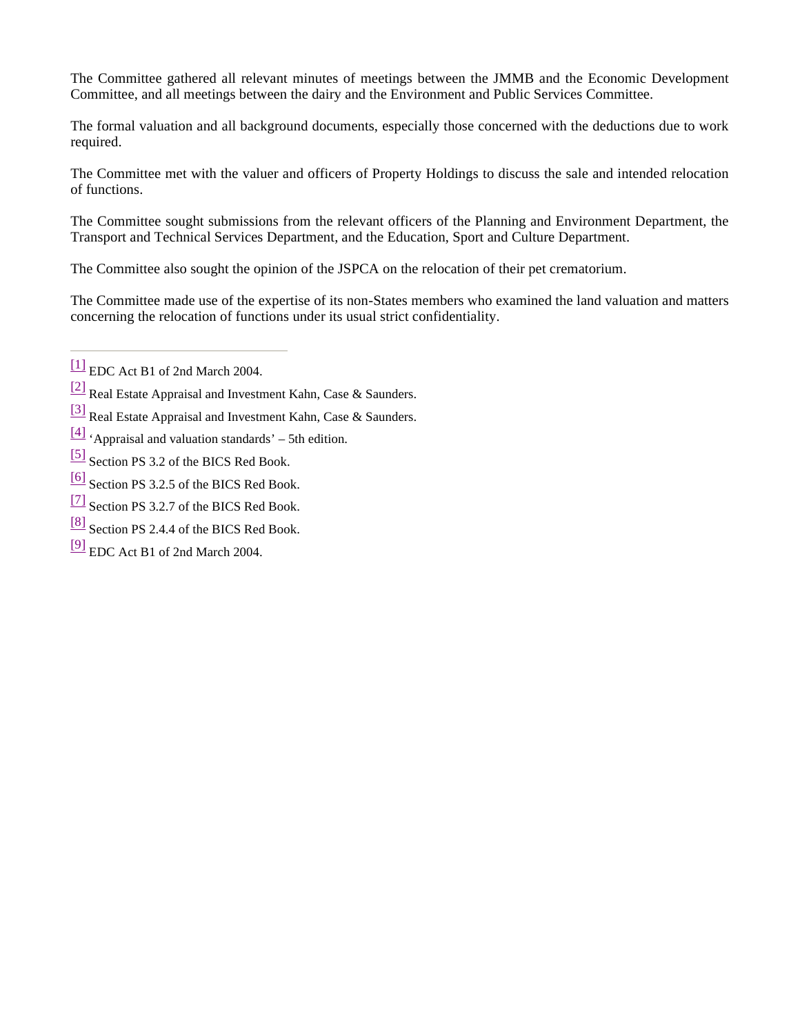The Committee gathered all relevant minutes of meetings between the JMMB and the Economic Development Committee, and all meetings between the dairy and the Environment and Public Services Committee.

The formal valuation and all background documents, especially those concerned with the deductions due to work required.

The Committee met with the valuer and officers of Property Holdings to discuss the sale and intended relocation of functions.

The Committee sought submissions from the relevant officers of the Planning and Environment Department, the Transport and Technical Services Department, and the Education, Sport and Culture Department.

The Committee also sought the opinion of the JSPCA on the relocation of their pet crematorium.

The Committee made use of the expertise of its non-States members who examined the land valuation and matters concerning the relocation of functions under its usual strict confidentiality.

---

[1] EDC Act B1 of 2nd March 2004.

[2] Real Estate Appraisal and Investment Kahn, Case & Saunders.

[3] Real Estate Appraisal and Investment Kahn, Case & Saunders.

[4] 'Appraisal and valuation standards' – 5th edition.

[5] Section PS 3.2 of the BICS Red Book.

[6] Section PS 3.2.5 of the BICS Red Book.

[7] Section PS 3.2.7 of the BICS Red Book.

[8] Section PS 2.4.4 of the BICS Red Book.

[9] EDC Act B1 of 2nd March 2004.